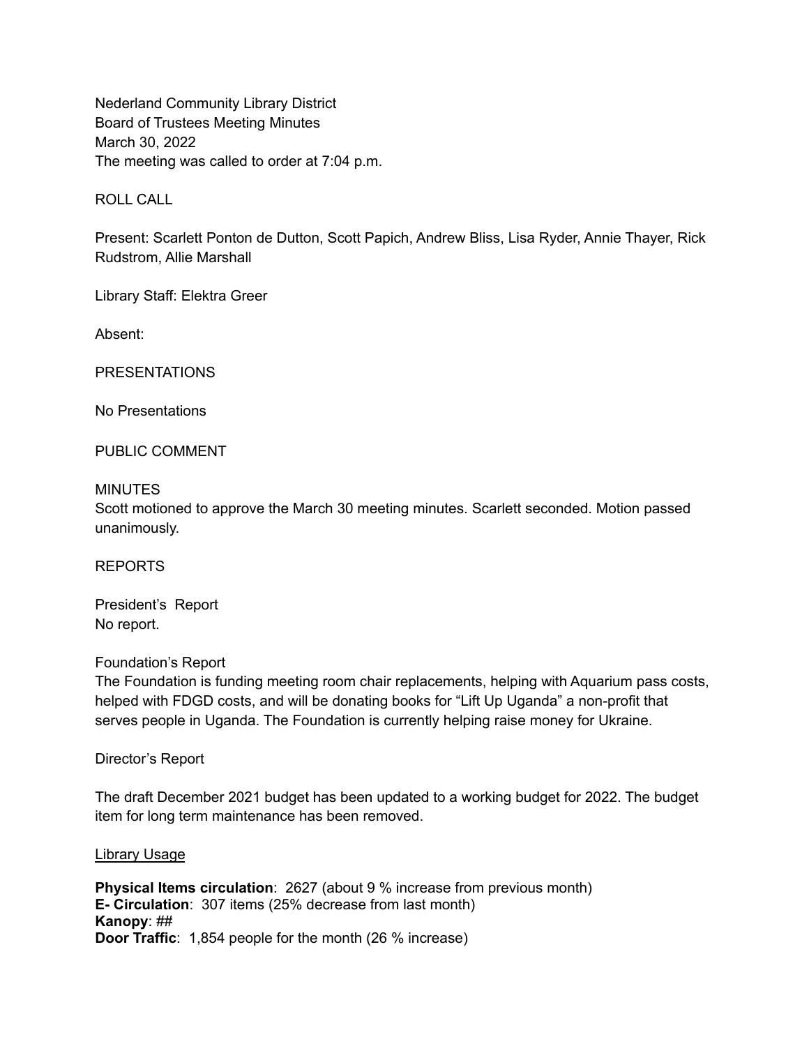Nederland Community Library District
Board of Trustees Meeting Minutes
March 30, 2022
The meeting was called to order at 7:04 p.m.

ROLL CALL

Present: Scarlett Ponton de Dutton, Scott Papich, Andrew Bliss, Lisa Ryder, Annie Thayer, Rick Rudstrom, Allie Marshall

Library Staff: Elektra Greer

Absent:

PRESENTATIONS

No Presentations

PUBLIC COMMENT

MINUTES
Scott motioned to approve the March 30 meeting minutes. Scarlett seconded. Motion passed unanimously.

REPORTS

President's Report
No report.

Foundation's Report
The Foundation is funding meeting room chair replacements, helping with Aquarium pass costs, helped with FDGD costs, and will be donating books for "Lift Up Uganda" a non-profit that serves people in Uganda. The Foundation is currently helping raise money for Ukraine.

Director's Report

The draft December 2021 budget has been updated to a working budget for 2022. The budget item for long term maintenance has been removed.

Library Usage

**Physical Items circulation**: 2627 (about 9 % increase from previous month)
**E- Circulation**: 307 items (25% decrease from last month)
**Kanopy**: ##
**Door Traffic**: 1,854 people for the month (26 % increase)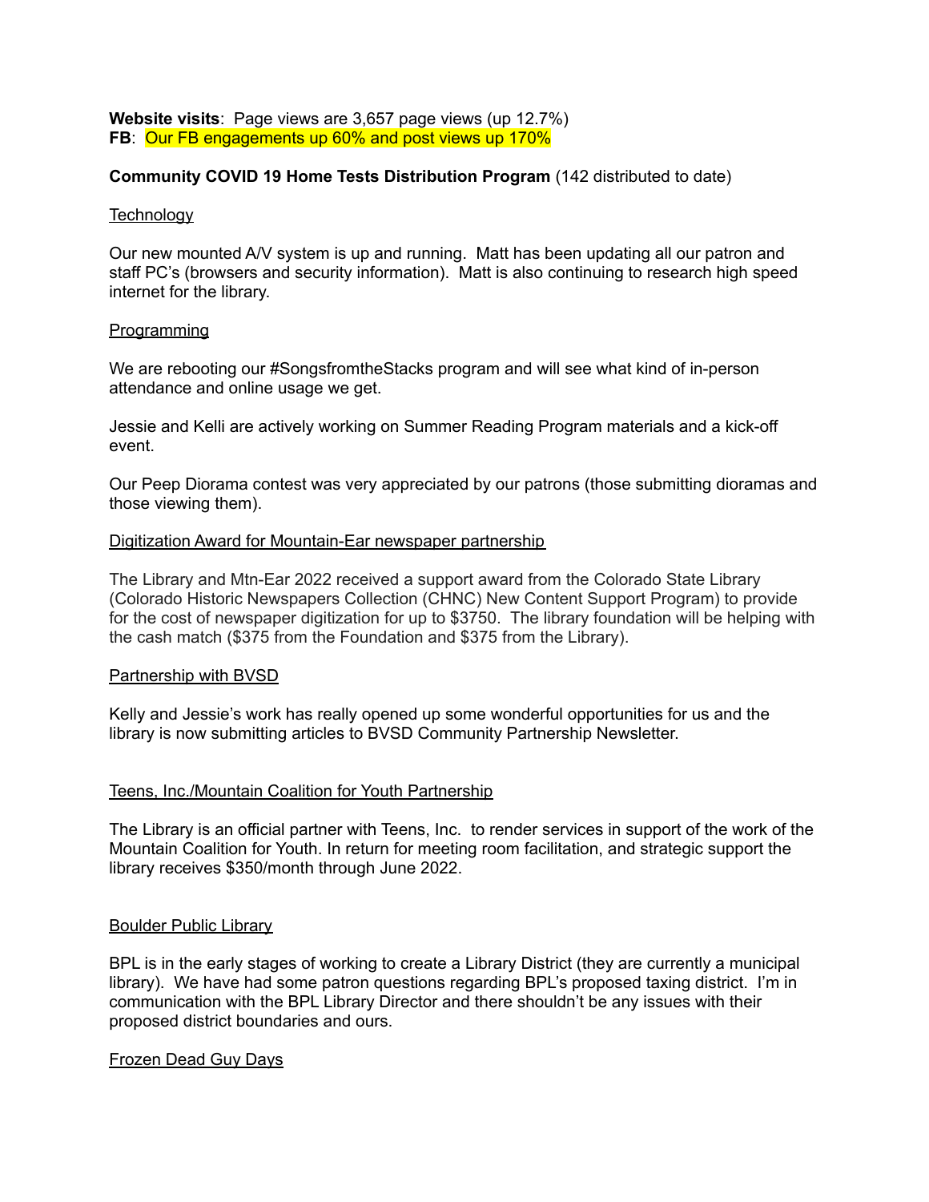**Website visits**: Page views are 3,657 page views (up 12.7%)
**FB**: Our FB engagements up 60% and post views up 170%

**Community COVID 19 Home Tests Distribution Program** (142 distributed to date)

Technology

Our new mounted A/V system is up and running. Matt has been updating all our patron and staff PC's (browsers and security information). Matt is also continuing to research high speed internet for the library.

Programming

We are rebooting our #SongsfromtheStacks program and will see what kind of in-person attendance and online usage we get.

Jessie and Kelli are actively working on Summer Reading Program materials and a kick-off event.

Our Peep Diorama contest was very appreciated by our patrons (those submitting dioramas and those viewing them).

Digitization Award for Mountain-Ear newspaper partnership

The Library and Mtn-Ear 2022 received a support award from the Colorado State Library (Colorado Historic Newspapers Collection (CHNC) New Content Support Program) to provide for the cost of newspaper digitization for up to $3750. The library foundation will be helping with the cash match ($375 from the Foundation and $375 from the Library).

Partnership with BVSD

Kelly and Jessie's work has really opened up some wonderful opportunities for us and the library is now submitting articles to BVSD Community Partnership Newsletter.

Teens, Inc./Mountain Coalition for Youth Partnership

The Library is an official partner with Teens, Inc. to render services in support of the work of the Mountain Coalition for Youth. In return for meeting room facilitation, and strategic support the library receives $350/month through June 2022.

Boulder Public Library

BPL is in the early stages of working to create a Library District (they are currently a municipal library). We have had some patron questions regarding BPL's proposed taxing district. I'm in communication with the BPL Library Director and there shouldn't be any issues with their proposed district boundaries and ours.

Frozen Dead Guy Days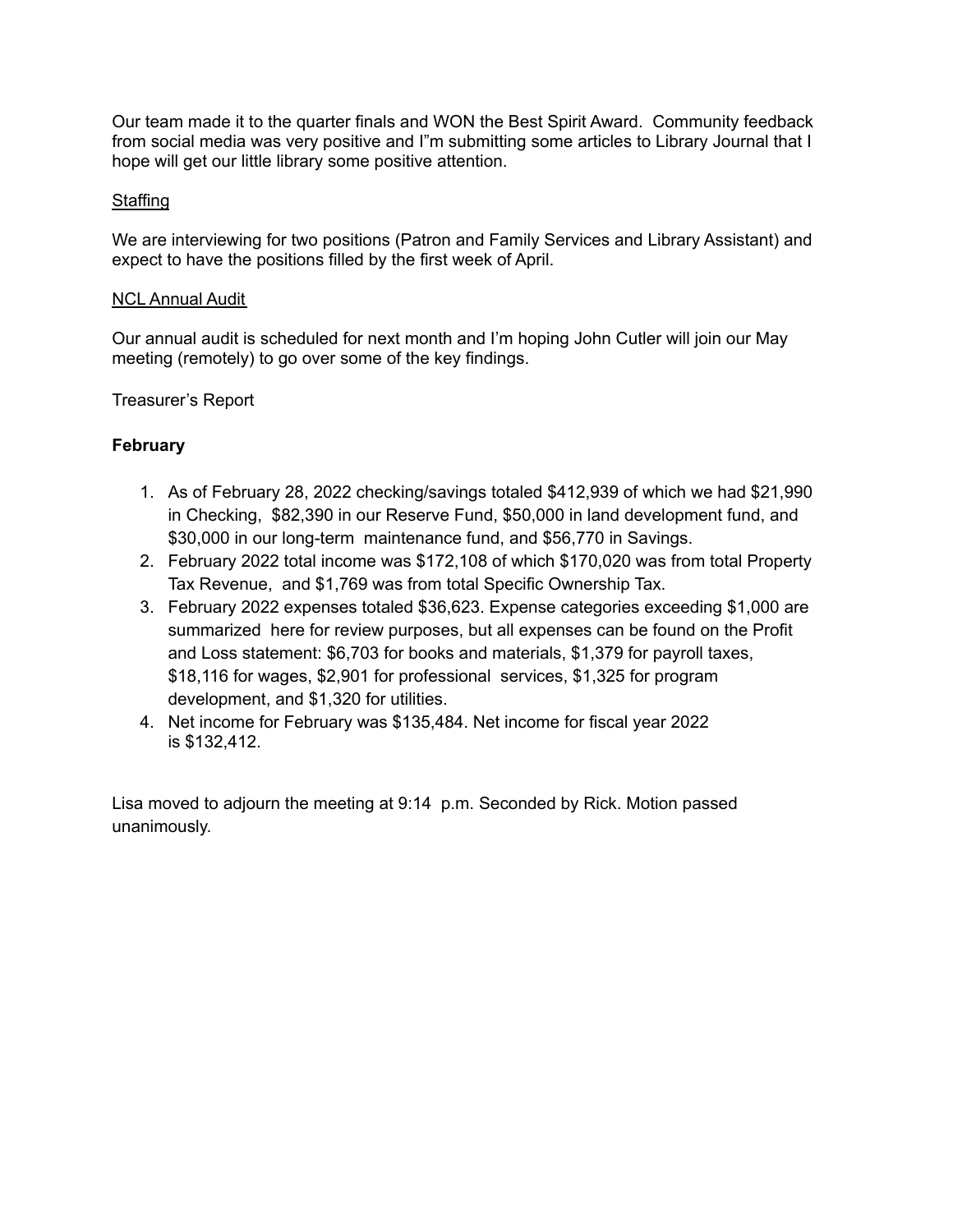Our team made it to the quarter finals and WON the Best Spirit Award. Community feedback from social media was very positive and I"m submitting some articles to Library Journal that I hope will get our little library some positive attention.

<u>Staffing</u>

We are interviewing for two positions (Patron and Family Services and Library Assistant) and expect to have the positions filled by the first week of April.

<u>NCL Annual Audit</u>

Our annual audit is scheduled for next month and I'm hoping John Cutler will join our May meeting (remotely) to go over some of the key findings.

Treasurer's Report

**February**

1. As of February 28, 2022 checking/savings totaled $412,939 of which we had $21,990 in Checking, $82,390 in our Reserve Fund, $50,000 in land development fund, and $30,000 in our long-term maintenance fund, and $56,770 in Savings.
2. February 2022 total income was $172,108 of which $170,020 was from total Property Tax Revenue, and $1,769 was from total Specific Ownership Tax.
3. February 2022 expenses totaled $36,623. Expense categories exceeding $1,000 are summarized here for review purposes, but all expenses can be found on the Profit and Loss statement: $6,703 for books and materials, $1,379 for payroll taxes, $18,116 for wages, $2,901 for professional services, $1,325 for program development, and $1,320 for utilities.
4. Net income for February was $135,484. Net income for fiscal year 2022 is $132,412.

Lisa moved to adjourn the meeting at 9:14 p.m. Seconded by Rick. Motion passed unanimously.